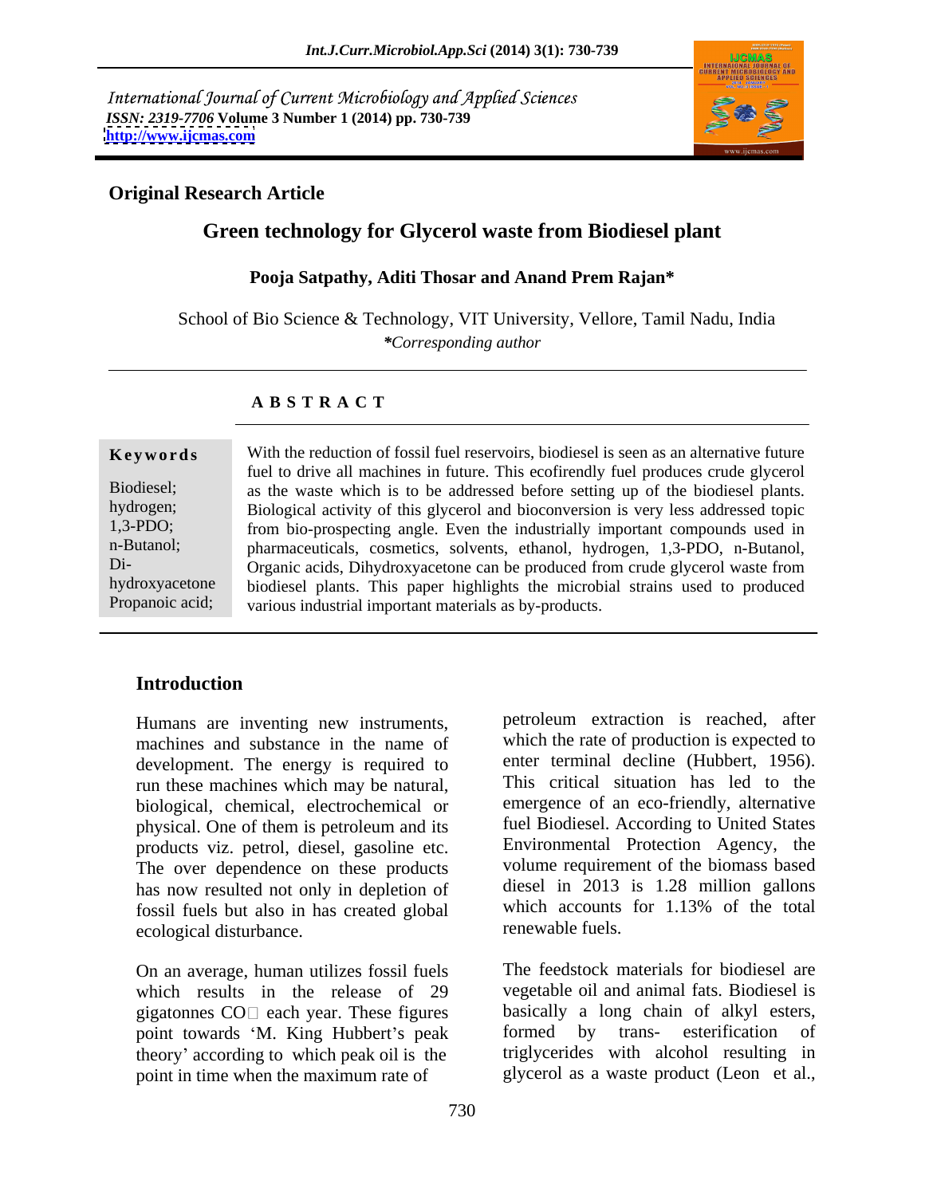International Journal of Current Microbiology and Applied Sciences
*ISSN: 2319-7706* **Volume 3 Number 1 (2014) pp. 730-739**
**http://www.ijcmas.com**

**Original Research Article**

# Green technology for Glycerol waste from Biodiesel plant

**Pooja Satpathy, Aditi Thosar and Anand Prem Rajan***

School of Bio Science & Technology, VIT University, Vellore, Tamil Nadu, India
*\*Corresponding author*

## ABSTRACT

**Keywords**

Biodiesel; hydrogen; 1,3-PDO; n-Butanol; Di-hydroxyacetone Propanoic acid;

With the reduction of fossil fuel reservoirs, biodiesel is seen as an alternative future fuel to drive all machines in future. This ecofirendly fuel produces crude glycerol as the waste which is to be addressed before setting up of the biodiesel plants. Biological activity of this glycerol and bioconversion is very less addressed topic from bio-prospecting angle. Even the industrially important compounds used in pharmaceuticals, cosmetics, solvents, ethanol, hydrogen, 1,3-PDO, n-Butanol, Organic acids, Dihydroxyacetone can be produced from crude glycerol waste from biodiesel plants. This paper highlights the microbial strains used to produced various industrial important materials as by-products.

## Introduction

Humans are inventing new instruments, machines and substance in the name of development. The energy is required to run these machines which may be natural, biological, chemical, electrochemical or physical. One of them is petroleum and its products viz. petrol, diesel, gasoline etc. The over dependence on these products has now resulted not only in depletion of fossil fuels but also in has created global ecological disturbance.

On an average, human utilizes fossil fuels which results in the release of 29 gigatonnes $CO_2$ each year. These figures point towards 'M. King Hubbert's peak theory' according to which peak oil is the point in time when the maximum rate of petroleum extraction is reached, after which the rate of production is expected to enter terminal decline (Hubbert, 1956). This critical situation has led to the emergence of an eco-friendly, alternative fuel Biodiesel. According to United States Environmental Protection Agency, the volume requirement of the biomass based diesel in 2013 is 1.28 million gallons which accounts for 1.13% of the total renewable fuels.

The feedstock materials for biodiesel are vegetable oil and animal fats. Biodiesel is basically a long chain of alkyl esters, formed by trans- esterification of triglycerides with alcohol resulting in glycerol as a waste product (Leon et al.,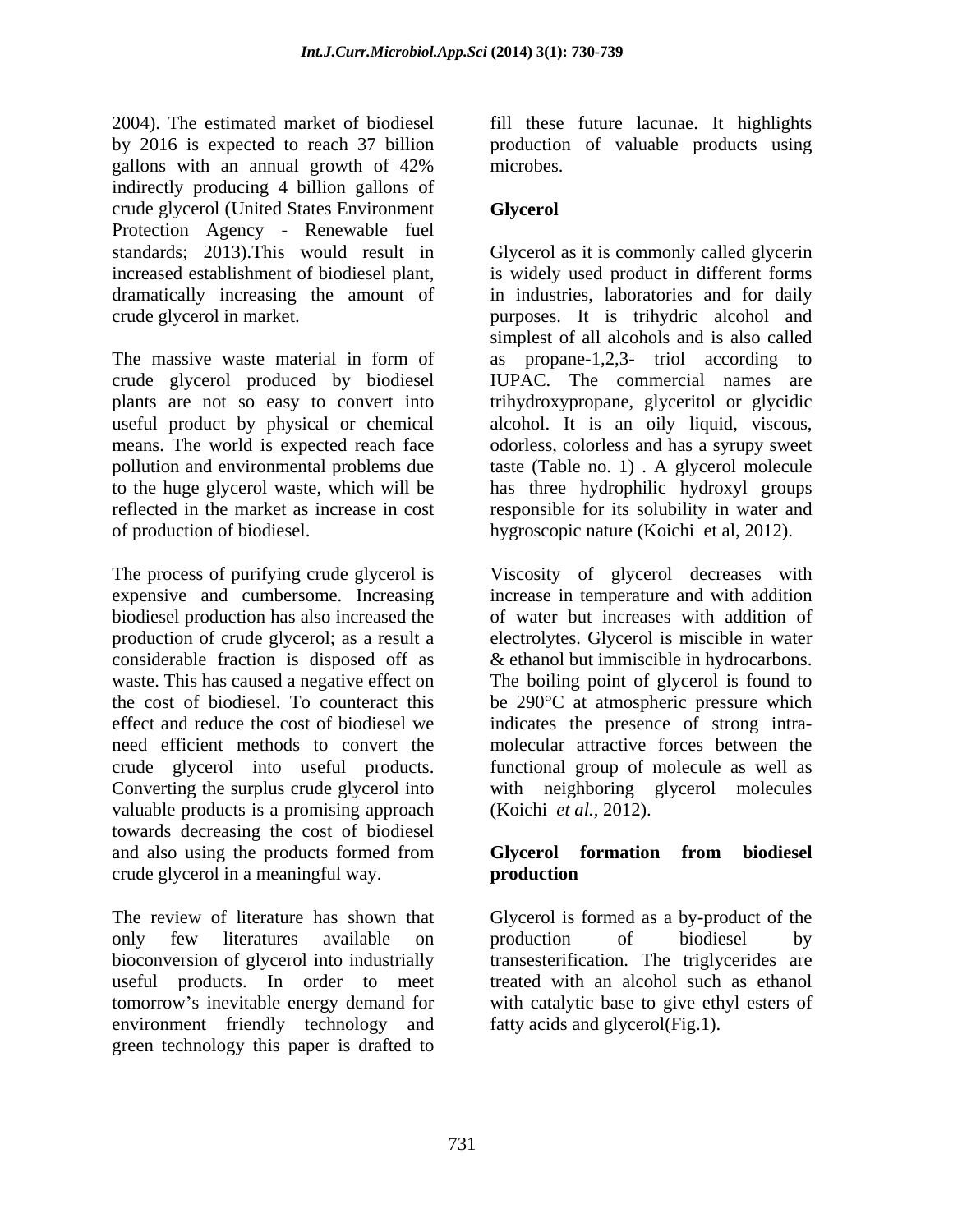2004). The estimated market of biodiesel by 2016 is expected to reach 37 billion gallons with an annual growth of 42% indirectly producing 4 billion gallons of crude glycerol (United States Environment Protection Agency - Renewable fuel standards; 2013).This would result in increased establishment of biodiesel plant, dramatically increasing the amount of crude glycerol in market.

The massive waste material in form of crude glycerol produced by biodiesel plants are not so easy to convert into useful product by physical or chemical means. The world is expected reach face pollution and environmental problems due to the huge glycerol waste, which will be reflected in the market as increase in cost of production of biodiesel.

The process of purifying crude glycerol is expensive and cumbersome. Increasing biodiesel production has also increased the production of crude glycerol; as a result a considerable fraction is disposed off as waste. This has caused a negative effect on the cost of biodiesel. To counteract this effect and reduce the cost of biodiesel we need efficient methods to convert the crude glycerol into useful products. Converting the surplus crude glycerol into valuable products is a promising approach towards decreasing the cost of biodiesel and also using the products formed from crude glycerol in a meaningful way.

The review of literature has shown that only few literatures available on bioconversion of glycerol into industrially useful products. In order to meet tomorrow's inevitable energy demand for environment friendly technology and green technology this paper is drafted to fill these future lacunae. It highlights production of valuable products using microbes.

## Glycerol

Glycerol as it is commonly called glycerin is widely used product in different forms in industries, laboratories and for daily purposes. It is trihydric alcohol and simplest of all alcohols and is also called as propane-1,2,3- triol according to IUPAC. The commercial names are trihydroxypropane, glyceritol or glycidic alcohol. It is an oily liquid, viscous, odorless, colorless and has a syrupy sweet taste (Table no. 1) . A glycerol molecule has three hydrophilic hydroxyl groups responsible for its solubility in water and hygroscopic nature (Koichi et al, 2012).

Viscosity of glycerol decreases with increase in temperature and with addition of water but increases with addition of electrolytes. Glycerol is miscible in water & ethanol but immiscible in hydrocarbons. The boiling point of glycerol is found to be 290°C at atmospheric pressure which indicates the presence of strong intra-molecular attractive forces between the functional group of molecule as well as with neighboring glycerol molecules (Koichi *et al.,* 2012).

## Glycerol formation from biodiesel production

Glycerol is formed as a by-product of the production of biodiesel by transesterification. The triglycerides are treated with an alcohol such as ethanol with catalytic base to give ethyl esters of fatty acids and glycerol(Fig.1).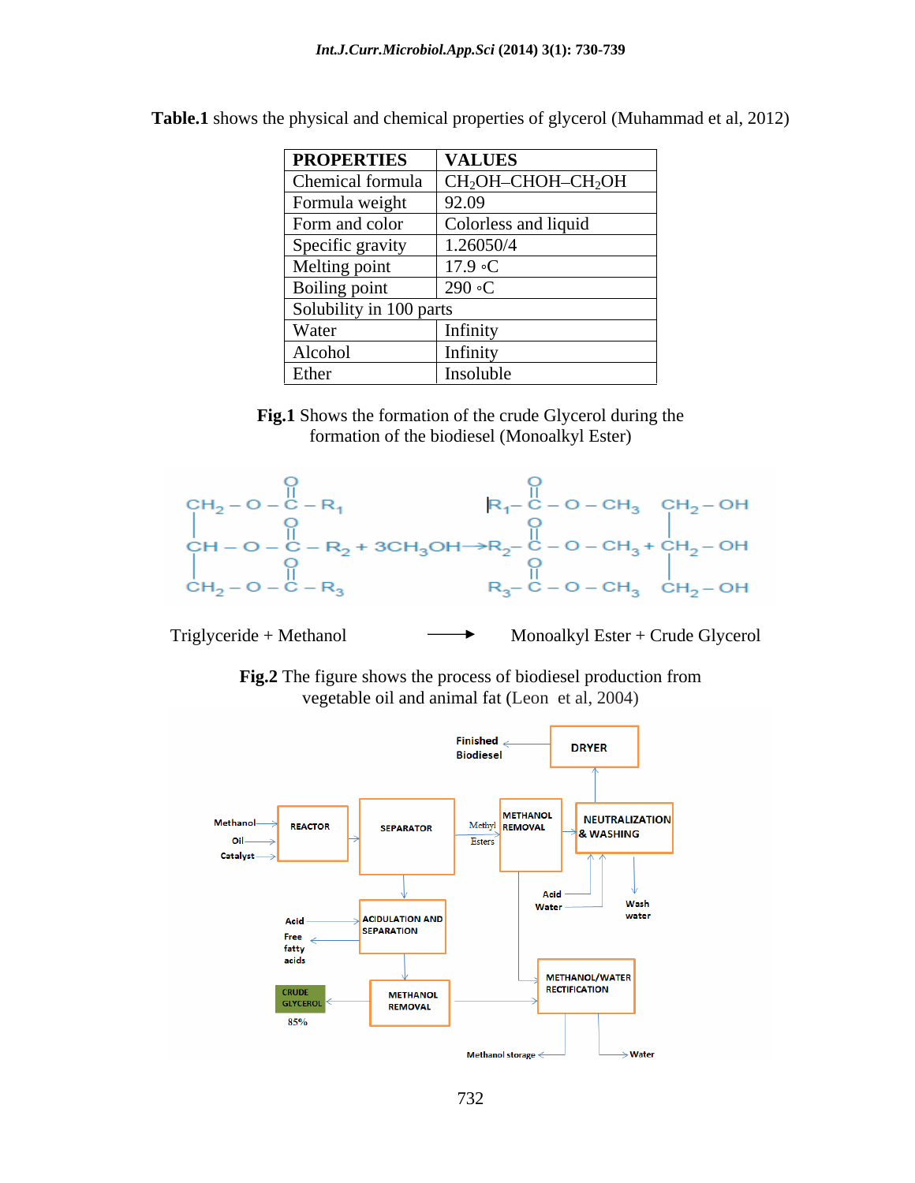**Table.1** shows the physical and chemical properties of glycerol (Muhammad et al, 2012)

| PROPERTIES | VALUES |
|---|---|
| Chemical formula | $CH_2OH–CHOH–CH_2OH$ |
| Formula weight | 92.09 |
| Form and color | Colorless and liquid |
| Specific gravity | 1.26050/4 |
| Melting point | 17.9 ◦C |
| Boiling point | 290 ◦C |
| Solubility in 100 parts | |
| Water | Infinity |
| Alcohol | Infinity |
| Ether | Insoluble |

**Fig.1** Shows the formation of the crude Glycerol during the formation of the biodiesel (Monoalkyl Ester)

$$\begin{array}{l} CH_2-O-\overset{O}{\overset{\|}{C}}-R_1 \\ CH-O-\overset{O}{\overset{\|}{C}}-R_2 \\ CH_2-O-\overset{O}{\overset{\|}{C}}-R_3 \end{array} + 3CH_3OH \rightarrow \begin{array}{l} R_1-\overset{O}{\overset{\|}{C}}-O-CH_3 \\ R_2-\overset{O}{\overset{\|}{C}}-O-CH_3 \\ R_3-\overset{O}{\overset{\|}{C}}-O-CH_3 \end{array} + \begin{array}{l} CH_2-OH \\ CH_2-OH \\ CH_2-OH \end{array}$$

Triglyceride + Methanol ⟶ Monoalkyl Ester + Crude Glycerol

**Fig.2** The figure shows the process of biodiesel production from vegetable oil and animal fat (Leon et al, 2004)

Methanol, Oil, Catalyst → REACTOR → SEPARATOR → Methyl Esters → METHANOL REMOVAL → NEUTRALIZATION & WASHING (Acid, Water in; Wash water out) → DRYER → Finished Biodiesel

SEPARATOR → ACIDULATION AND SEPARATION (Acid in; Free fatty acids out) → METHANOL REMOVAL → CRUDE GLYCEROL 85%

METHANOL REMOVAL → METHANOL/WATER RECTIFICATION → Methanol storage; Water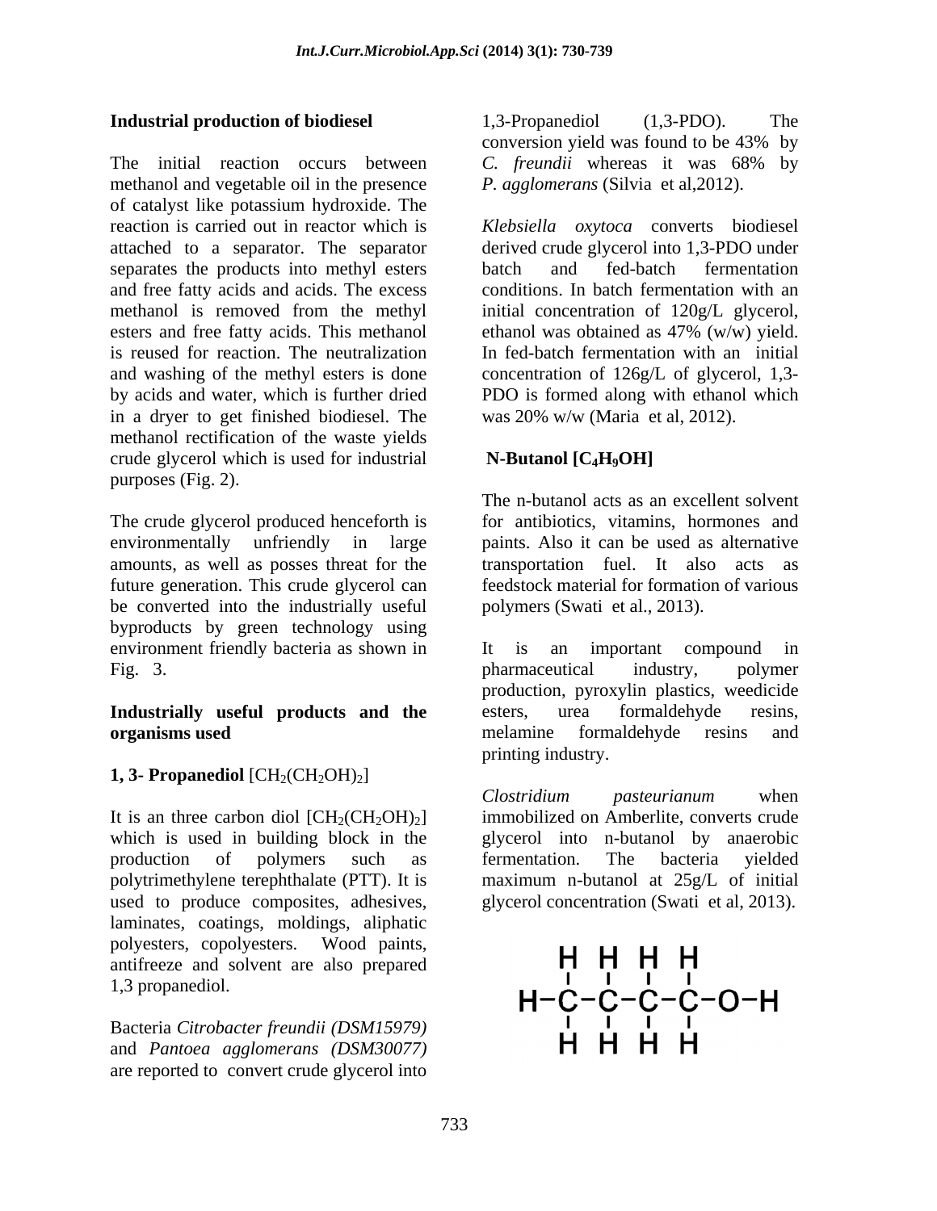### Industrial production of biodiesel

The initial reaction occurs between methanol and vegetable oil in the presence of catalyst like potassium hydroxide. The reaction is carried out in reactor which is attached to a separator. The separator separates the products into methyl esters and free fatty acids and acids. The excess methanol is removed from the methyl esters and free fatty acids. This methanol is reused for reaction. The neutralization and washing of the methyl esters is done by acids and water, which is further dried in a dryer to get finished biodiesel. The methanol rectification of the waste yields crude glycerol which is used for industrial purposes (Fig. 2).

The crude glycerol produced henceforth is environmentally unfriendly in large amounts, as well as posses threat for the future generation. This crude glycerol can be converted into the industrially useful byproducts by green technology using environment friendly bacteria as shown in Fig. 3.

### Industrially useful products and the organisms used

#### 1, 3- Propanediol $[CH_2(CH_2OH)_2]$

It is an three carbon diol $[CH_2(CH_2OH)_2]$ which is used in building block in the production of polymers such as polytrimethylene terephthalate (PTT). It is used to produce composites, adhesives, laminates, coatings, moldings, aliphatic polyesters, copolyesters. Wood paints, antifreeze and solvent are also prepared 1,3 propanediol.

Bacteria *Citrobacter freundii (DSM15979)* and *Pantoea agglomerans (DSM30077)* are reported to convert crude glycerol into 1,3-Propanediol (1,3-PDO). The conversion yield was found to be 43% by *C. freundii* whereas it was 68% by *P. agglomerans* (Silvia et al,2012).

*Klebsiella oxytoca* converts biodiesel derived crude glycerol into 1,3-PDO under batch and fed-batch fermentation conditions. In batch fermentation with an initial concentration of 120g/L glycerol, ethanol was obtained as 47% (w/w) yield. In fed-batch fermentation with an initial concentration of 126g/L of glycerol, 1,3-PDO is formed along with ethanol which was 20% w/w (Maria et al, 2012).

#### N-Butanol $[C_4H_9OH]$

The n-butanol acts as an excellent solvent for antibiotics, vitamins, hormones and paints. Also it can be used as alternative transportation fuel. It also acts as feedstock material for formation of various polymers (Swati et al., 2013).

It is an important compound in pharmaceutical industry, polymer production, pyroxylin plastics, weedicide esters, urea formaldehyde resins, melamine formaldehyde resins and printing industry.

*Clostridium pasteurianum* when immobilized on Amberlite, converts crude glycerol into n-butanol by anaerobic fermentation. The bacteria yielded maximum n-butanol at 25g/L of initial glycerol concentration (Swati et al, 2013).

```
    H   H   H   H
    |   |   |   |
H - C - C - C - C - O - H
    |   |   |   |
    H   H   H   H
```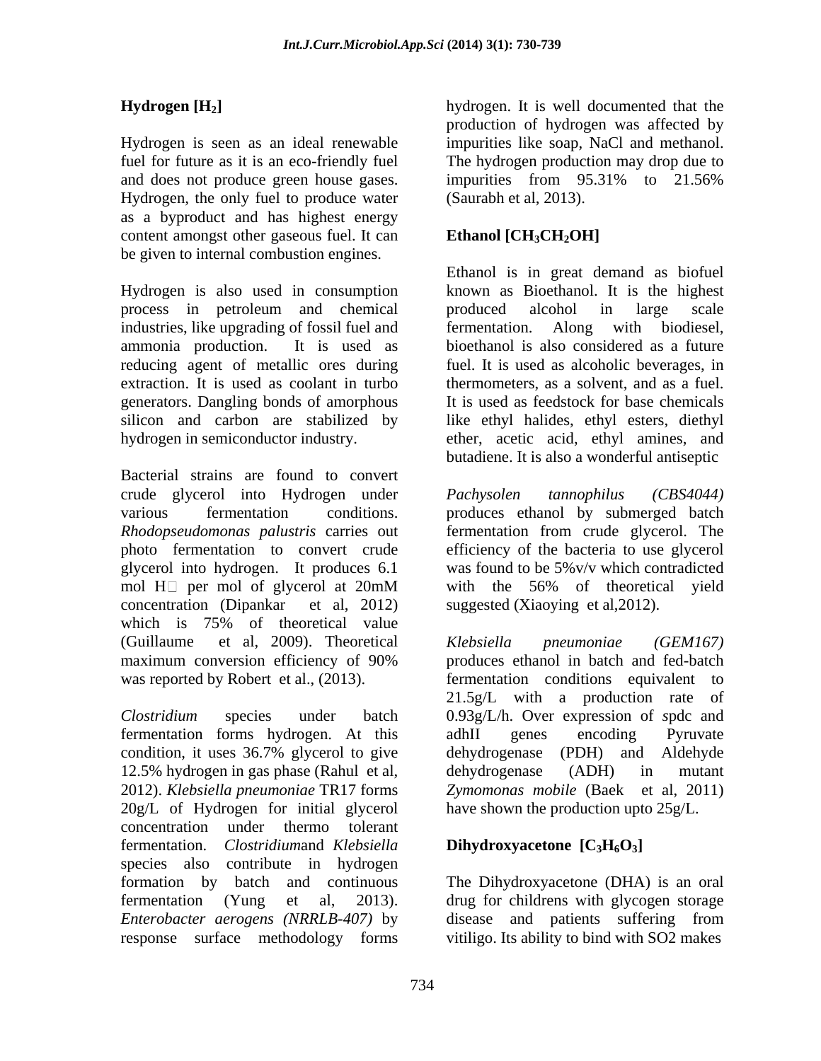## Hydrogen [$H_2$]

Hydrogen is seen as an ideal renewable fuel for future as it is an eco-friendly fuel and does not produce green house gases. Hydrogen, the only fuel to produce water as a byproduct and has highest energy content amongst other gaseous fuel. It can be given to internal combustion engines.

Hydrogen is also used in consumption process in petroleum and chemical industries, like upgrading of fossil fuel and ammonia production. It is used as reducing agent of metallic ores during extraction. It is used as coolant in turbo generators. Dangling bonds of amorphous silicon and carbon are stabilized by hydrogen in semiconductor industry.

Bacterial strains are found to convert crude glycerol into Hydrogen under various fermentation conditions. *Rhodopseudomonas palustris* carries out photo fermentation to convert crude glycerol into hydrogen. It produces 6.1 mol H□ per mol of glycerol at 20mM concentration (Dipankar et al, 2012) which is 75% of theoretical value (Guillaume et al, 2009). Theoretical maximum conversion efficiency of 90% was reported by Robert et al., (2013).

*Clostridium* species under batch fermentation forms hydrogen. At this condition, it uses 36.7% glycerol to give 12.5% hydrogen in gas phase (Rahul et al, 2012). *Klebsiella pneumoniae* TR17 forms 20g/L of Hydrogen for initial glycerol concentration under thermo tolerant fermentation. *Clostridium*and *Klebsiella* species also contribute in hydrogen formation by batch and continuous fermentation (Yung et al, 2013). *Enterobacter aerogens (NRRLB-407)* by response surface methodology forms hydrogen. It is well documented that the production of hydrogen was affected by impurities like soap, NaCl and methanol. The hydrogen production may drop due to impurities from 95.31% to 21.56% (Saurabh et al, 2013).

## Ethanol [$CH_3CH_2OH$]

Ethanol is in great demand as biofuel known as Bioethanol. It is the highest produced alcohol in large scale fermentation. Along with biodiesel, bioethanol is also considered as a future fuel. It is used as alcoholic beverages, in thermometers, as a solvent, and as a fuel. It is used as feedstock for base chemicals like ethyl halides, ethyl esters, diethyl ether, acetic acid, ethyl amines, and butadiene. It is also a wonderful antiseptic

*Pachysolen tannophilus (CBS4044)* produces ethanol by submerged batch fermentation from crude glycerol. The efficiency of the bacteria to use glycerol was found to be 5%v/v which contradicted with the 56% of theoretical yield suggested (Xiaoying et al,2012).

*Klebsiella pneumoniae (GEM167)* produces ethanol in batch and fed-batch fermentation conditions equivalent to 21.5g/L with a production rate of 0.93g/L/h. Over expression of spdc and adhII genes encoding Pyruvate dehydrogenase (PDH) and Aldehyde dehydrogenase (ADH) in mutant *Zymomonas mobile* (Baek et al, 2011) have shown the production upto 25g/L.

## Dihydroxyacetone [$C_3H_6O_3$]

The Dihydroxyacetone (DHA) is an oral drug for childrens with glycogen storage disease and patients suffering from vitiligo. Its ability to bind with SO2 makes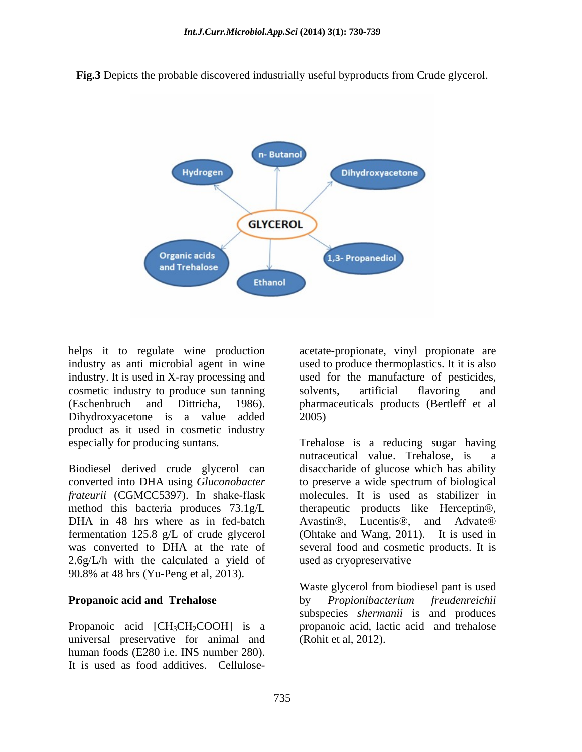**Fig.3** Depicts the probable discovered industrially useful byproducts from Crude glycerol.

helps it to regulate wine production industry as anti microbial agent in wine industry. It is used in X-ray processing and cosmetic industry to produce sun tanning (Eschenbruch and Dittricha, 1986). Dihydroxyacetone is a value added product as it used in cosmetic industry especially for producing suntans.

Biodiesel derived crude glycerol can converted into DHA using *Gluconobacter frateurii* (CGMCC5397). In shake-flask method this bacteria produces 73.1g/L DHA in 48 hrs where as in fed-batch fermentation 125.8 g/L of crude glycerol was converted to DHA at the rate of 2.6g/L/h with the calculated a yield of 90.8% at 48 hrs (Yu-Peng et al, 2013).

**Propanoic acid and Trehalose**

Propanoic acid [$CH_3CH_2COOH$] is a universal preservative for animal and human foods (E280 i.e. INS number 280). It is used as food additives. Cellulose-acetate-propionate, vinyl propionate are used to produce thermoplastics. It it is also used for the manufacture of pesticides, solvents, artificial flavoring and pharmaceuticals products (Bertleff et al 2005)

Trehalose is a reducing sugar having nutraceutical value. Trehalose, is a disaccharide of glucose which has ability to preserve a wide spectrum of biological molecules. It is used as stabilizer in therapeutic products like Herceptin®, Avastin®, Lucentis®, and Advate® (Ohtake and Wang, 2011). It is used in several food and cosmetic products. It is used as cryopreservative

Waste glycerol from biodiesel pant is used by *Propionibacterium freudenreichii* subspecies *shermanii* is and produces propanoic acid, lactic acid and trehalose (Rohit et al, 2012).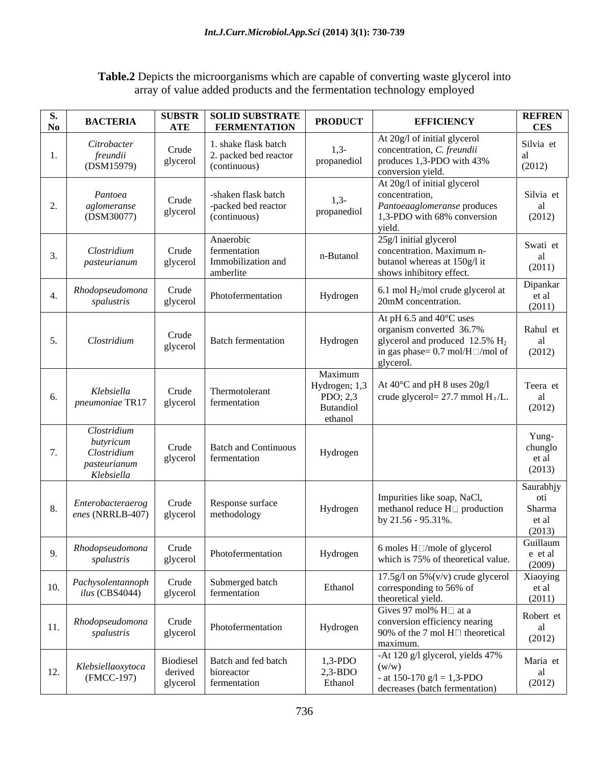**Table.2** Depicts the microorganisms which are capable of converting waste glycerol into array of value added products and the fermentation technology employed

| S. No | BACTERIA | SUBSTRATE | SOLID SUBSTRATE FERMENTATION | PRODUCT | EFFICIENCY | REFRENCES |
|---|---|---|---|---|---|---|
| 1. | *Citrobacter freundii* (DSM15979) | Crude glycerol | 1. shake flask batch 2. packed bed reactor (continuous) | 1,3-propanediol | At 20g/l of initial glycerol concentration, *C. freundii* produces 1,3-PDO with 43% conversion yield. | Silvia et al (2012) |
| 2. | *Pantoea aglomeranse* (DSM30077) | Crude glycerol | -shaken flask batch -packed bed reactor (continuous) | 1,3-propanediol | At 20g/l of initial glycerol concentration, *Pantoeaaglomeranse* produces 1,3-PDO with 68% conversion yield. | Silvia et al (2012) |
| 3. | *Clostridium pasteurianum* | Crude glycerol | Anaerobic fermentation Immobilization and amberlite | n-Butanol | 25g/l initial glycerol concentration. Maximum n-butanol whereas at 150g/l it shows inhibitory effect. | Swati et al (2011) |
| 4. | *Rhodopseudomona spalustris* | Crude glycerol | Photofermentation | Hydrogen | 6.1 mol $H_2$/mol crude glycerol at 20mM concentration. | Dipankar et al (2011) |
| 5. | *Clostridium* | Crude glycerol | Batch fermentation | Hydrogen | At pH 6.5 and 40°C uses organism converted 36.7% glycerol and produced 12.5% $H_2$ in gas phase= 0.7 mol/$H_2$/mol of glycerol. | Rahul et al (2012) |
| 6. | *Klebsiella pneumoniae* TR17 | Crude glycerol | Thermotolerant fermentation | Maximum Hydrogen; 1,3 PDO; 2,3 Butandiol ethanol | At 40°C and pH 8 uses 20g/l crude glycerol= 27.7 mmol $H_2$/L. | Teera et al (2012) |
| 7. | *Clostridium butyricum Clostridium pasteurianum Klebsiella* | Crude glycerol | Batch and Continuous fermentation | Hydrogen | | Yung-chunglo et al (2013) |
| 8. | *Enterobacteraerogenes* (NRRLB-407) | Crude glycerol | Response surface methodology | Hydrogen | Impurities like soap, NaCl, methanol reduce $H_2$ production by 21.56 - 95.31%. | Saurabhjyoti Sharma et al (2013) |
| 9. | *Rhodopseudomona spalustris* | Crude glycerol | Photofermentation | Hydrogen | 6 moles $H_2$/mole of glycerol which is 75% of theoretical value. | Guillaume et al (2009) |
| 10. | *Pachysolentannophilus* (CBS4044) | Crude glycerol | Submerged batch fermentation | Ethanol | 17.5g/l on 5%(v/v) crude glycerol corresponding to 56% of theoretical yield. | Xiaoying et al (2011) |
| 11. | *Rhodopseudomona spalustris* | Crude glycerol | Photofermentation | Hydrogen | Gives 97 mol% $H_2$ at a conversion efficiency nearing 90% of the 7 mol $H_2$ theoretical maximum. | Robert et al (2012) |
| 12. | *Klebsiellaoxytoca* (FMCC-197) | Biodiesel derived glycerol | Batch and fed batch bioreactor fermentation | 1,3-PDO 2,3-BDO Ethanol | -At 120 g/l glycerol, yields 47% (w/w) - at 150-170 g/l = 1,3-PDO decreases (batch fermentation) | Maria et al (2012) |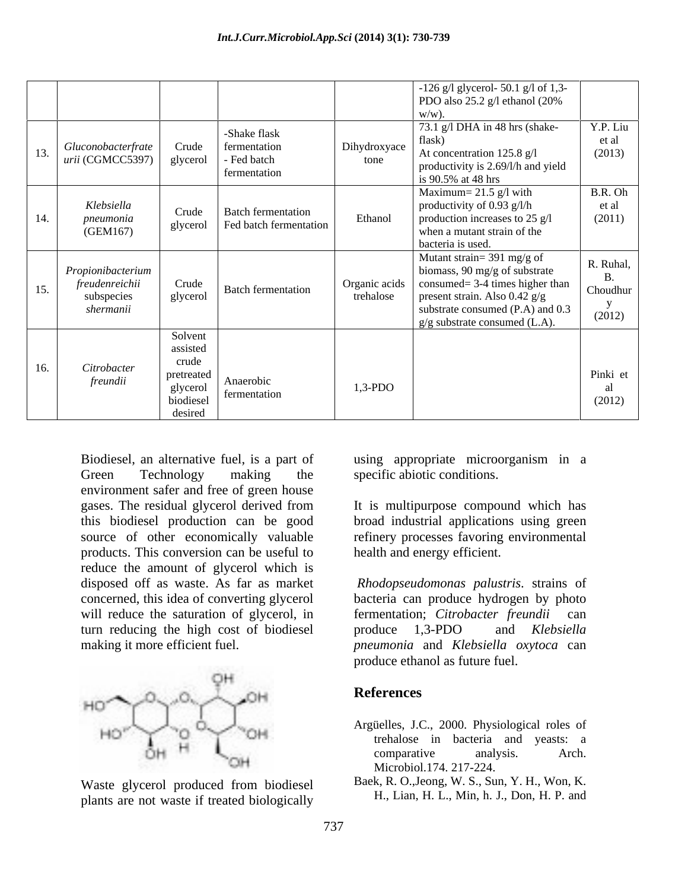|  |  |  |  |  | -126 g/l glycerol- 50.1 g/l of 1,3-PDO also 25.2 g/l ethanol (20% w/w). |  |
|---|---|---|---|---|---|---|
| 13. | *Gluconobacterfrateurii* (CGMCC5397) | Crude glycerol | -Shake flask fermentation - Fed batch fermentation | Dihydroxyacetone | 73.1 g/l DHA in 48 hrs (shake-flask) At concentration 125.8 g/l productivity is 2.69/l/h and yield is 90.5% at 48 hrs | Y.P. Liu et al (2013) |
| 14. | *Klebsiella pneumonia* (GEM167) | Crude glycerol | Batch fermentation Fed batch fermentation | Ethanol | Maximum= 21.5 g/l with productivity of 0.93 g/l/h production increases to 25 g/l when a mutant strain of the bacteria is used. | B.R. Oh et al (2011) |
| 15. | *Propionibacterium freudenreichii* subspecies *shermanii* | Crude glycerol | Batch fermentation | Organic acids trehalose | Mutant strain= 391 mg/g of biomass, 90 mg/g of substrate consumed= 3-4 times higher than present strain. Also 0.42 g/g substrate consumed (P.A) and 0.3 g/g substrate consumed (L.A). | R. Ruhal, B. Choudhury (2012) |
| 16. | *Citrobacter freundii* | Solvent assisted crude pretreated glycerol biodiesel desired | Anaerobic fermentation | 1,3-PDO |  | Pinki et al (2012) |

Biodiesel, an alternative fuel, is a part of Green Technology making the environment safer and free of green house gases. The residual glycerol derived from this biodiesel production can be good source of other economically valuable products. This conversion can be useful to reduce the amount of glycerol which is disposed off as waste. As far as market concerned, this idea of converting glycerol will reduce the saturation of glycerol, in turn reducing the high cost of biodiesel making it more efficient fuel.

Waste glycerol produced from biodiesel plants are not waste if treated biologically using appropriate microorganism in a specific abiotic conditions.

It is multipurpose compound which has broad industrial applications using green refinery processes favoring environmental health and energy efficient.

*Rhodopseudomonas palustris*. strains of bacteria can produce hydrogen by photo fermentation; *Citrobacter freundii* can produce 1,3-PDO and *Klebsiella pneumonia* and *Klebsiella oxytoca* can produce ethanol as future fuel.

## References

Argüelles, J.C., 2000. Physiological roles of trehalose in bacteria and yeasts: a comparative analysis. Arch. Microbiol.174. 217-224.

Baek, R. O.,Jeong, W. S., Sun, Y. H., Won, K. H., Lian, H. L., Min, h. J., Don, H. P. and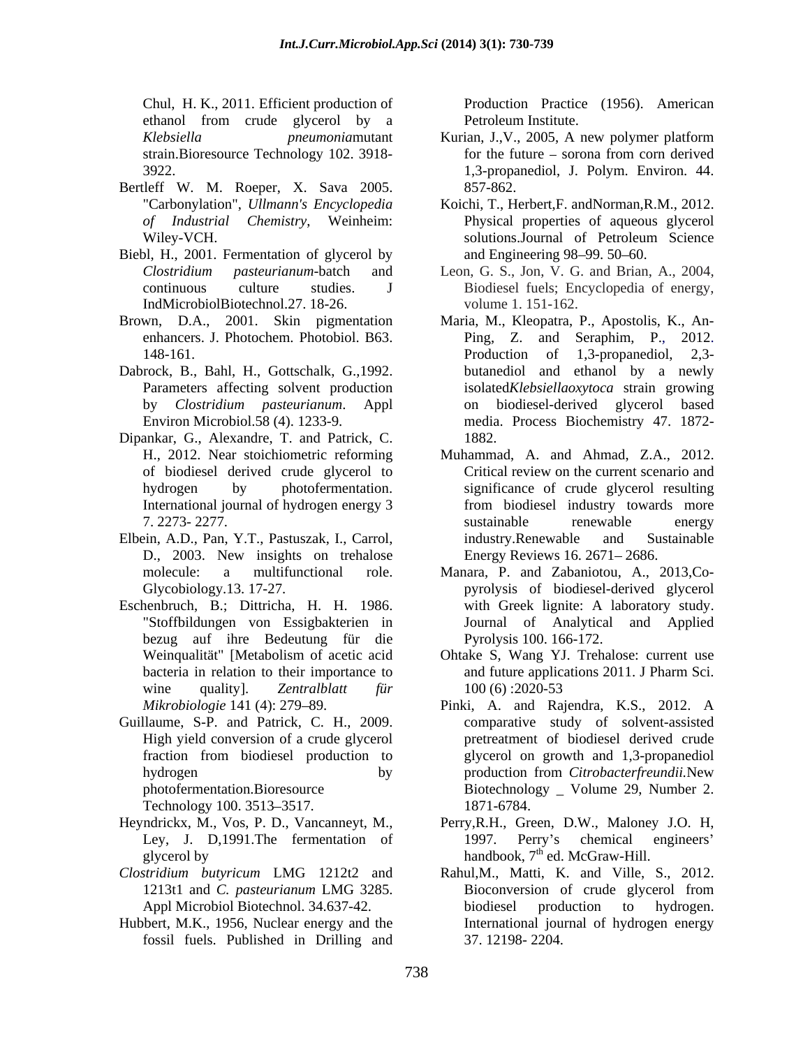Chul, H. K., 2011. Efficient production of ethanol from crude glycerol by a *Klebsiella pneumonia*mutant strain.Bioresource Technology 102. 3918-3922.

Bertleff W. M. Roeper, X. Sava 2005. "Carbonylation", *Ullmann's Encyclopedia of Industrial Chemistry*, Weinheim: Wiley-VCH.

Biebl, H., 2001. Fermentation of glycerol by *Clostridium pasteurianum*-batch and continuous culture studies. J IndMicrobiolBiotechnol.27. 18-26.

Brown, D.A., 2001. Skin pigmentation enhancers. J. Photochem. Photobiol. B63. 148-161.

Dabrock, B., Bahl, H., Gottschalk, G.,1992. Parameters affecting solvent production by *Clostridium pasteurianum*. Appl Environ Microbiol.58 (4). 1233-9.

Dipankar, G., Alexandre, T. and Patrick, C. H., 2012. Near stoichiometric reforming of biodiesel derived crude glycerol to hydrogen by photofermentation. International journal of hydrogen energy 3 7. 2273- 2277.

Elbein, A.D., Pan, Y.T., Pastuszak, I., Carrol, D., 2003. New insights on trehalose molecule: a multifunctional role. Glycobiology.13. 17-27.

Eschenbruch, B.; Dittricha, H. H. 1986. "Stoffbildungen von Essigbakterien in bezug auf ihre Bedeutung für die Weinqualität" [Metabolism of acetic acid bacteria in relation to their importance to wine quality]. *Zentralblatt für Mikrobiologie* 141 (4): 279–89.

Guillaume, S-P. and Patrick, C. H., 2009. High yield conversion of a crude glycerol fraction from biodiesel production to hydrogen by photofermentation.Bioresource Technology 100. 3513–3517.

Heyndrickx, M., Vos, P. D., Vancanneyt, M., Ley, J. D,1991.The fermentation of glycerol by *Clostridium butyricum* LMG 1212t2 and 1213t1 and *C. pasteurianum* LMG 3285. Appl Microbiol Biotechnol. 34.637-42.

Hubbert, M.K., 1956, Nuclear energy and the fossil fuels. Published in Drilling and Production Practice (1956). American Petroleum Institute.

Kurian, J.,V., 2005, A new polymer platform for the future – sorona from corn derived 1,3-propanediol, J. Polym. Environ. 44. 857-862.

Koichi, T., Herbert,F. andNorman,R.M., 2012. Physical properties of aqueous glycerol solutions.Journal of Petroleum Science and Engineering 98–99. 50–60.

Leon, G. S., Jon, V. G. and Brian, A., 2004, Biodiesel fuels; Encyclopedia of energy, volume 1. 151-162.

Maria, M., Kleopatra, P., Apostolis, K., An-Ping, Z. and Seraphim, P., 2012. Production of 1,3-propanediol, 2,3-butanediol and ethanol by a newly isolated*Klebsiellaoxytoca* strain growing on biodiesel-derived glycerol based media. Process Biochemistry 47. 1872-1882.

Muhammad, A. and Ahmad, Z.A., 2012. Critical review on the current scenario and significance of crude glycerol resulting from biodiesel industry towards more sustainable renewable energy industry.Renewable and Sustainable Energy Reviews 16. 2671– 2686.

Manara, P. and Zabaniotou, A., 2013,Co-pyrolysis of biodiesel-derived glycerol with Greek lignite: A laboratory study. Journal of Analytical and Applied Pyrolysis 100. 166-172.

Ohtake S, Wang YJ. Trehalose: current use and future applications 2011. J Pharm Sci. 100 (6) :2020-53

Pinki, A. and Rajendra, K.S., 2012. A comparative study of solvent-assisted pretreatment of biodiesel derived crude glycerol on growth and 1,3-propanediol production from *Citrobacterfreundii.*New Biotechnology _ Volume 29, Number 2. 1871-6784.

Perry,R.H., Green, D.W., Maloney J.O. H, 1997. Perry's chemical engineers' handbook, 7th ed. McGraw-Hill.

Rahul,M., Matti, K. and Ville, S., 2012. Bioconversion of crude glycerol from biodiesel production to hydrogen. International journal of hydrogen energy 37. 12198- 2204.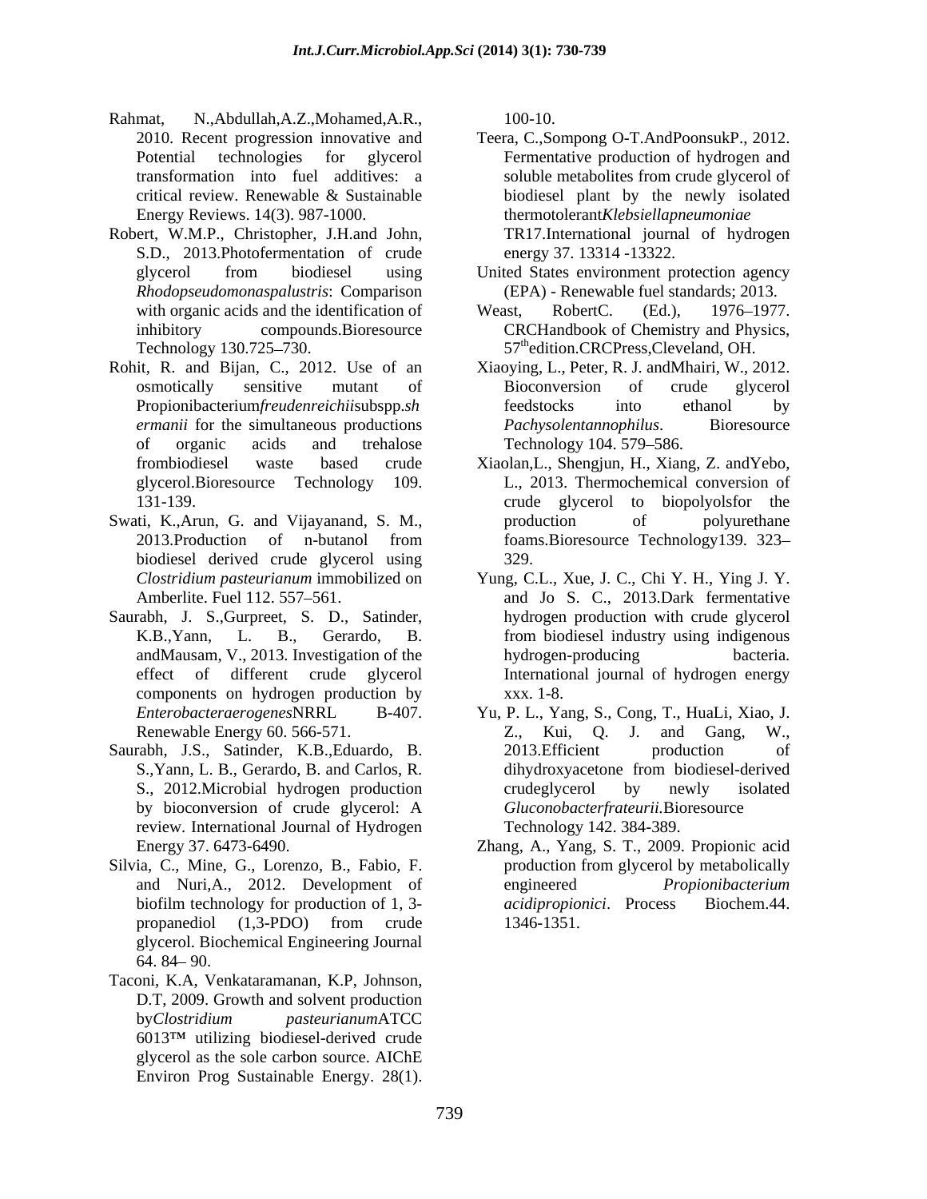Rahmat, N.,Abdullah,A.Z.,Mohamed,A.R., 2010. Recent progression innovative and Potential technologies for glycerol transformation into fuel additives: a critical review. Renewable & Sustainable Energy Reviews. 14(3). 987-1000.

Robert, W.M.P., Christopher, J.H.and John, S.D., 2013.Photofermentation of crude glycerol from biodiesel using *Rhodopseudomonaspalustris*: Comparison with organic acids and the identification of inhibitory compounds.Bioresource Technology 130.725–730.

Rohit, R. and Bijan, C., 2012. Use of an osmotically sensitive mutant of Propionibacterium*freudenreichii*subspp.*shermanii* for the simultaneous productions of organic acids and trehalose frombiodiesel waste based crude glycerol.Bioresource Technology 109. 131-139.

Swati, K.,Arun, G. and Vijayanand, S. M., 2013.Production of n-butanol from biodiesel derived crude glycerol using *Clostridium pasteurianum* immobilized on Amberlite. Fuel 112. 557–561.

Saurabh, J. S.,Gurpreet, S. D., Satinder, K.B.,Yann, L. B., Gerardo, B. andMausam, V., 2013. Investigation of the effect of different crude glycerol components on hydrogen production by *Enterobacteraerogenes*NRRL B-407. Renewable Energy 60. 566-571.

Saurabh, J.S., Satinder, K.B.,Eduardo, B. S.,Yann, L. B., Gerardo, B. and Carlos, R. S., 2012.Microbial hydrogen production by bioconversion of crude glycerol: A review. International Journal of Hydrogen Energy 37. 6473-6490.

Silvia, C., Mine, G., Lorenzo, B., Fabio, F. and Nuri,A., 2012. Development of biofilm technology for production of 1, 3-propanediol (1,3-PDO) from crude glycerol. Biochemical Engineering Journal 64. 84– 90.

Taconi, K.A, Venkataramanan, K.P, Johnson, D.T, 2009. Growth and solvent production by*Clostridium pasteurianum*ATCC 6013™ utilizing biodiesel-derived crude glycerol as the sole carbon source. AIChE Environ Prog Sustainable Energy. 28(1). 100-10.

Teera, C.,Sompong O-T.AndPoonsukP., 2012. Fermentative production of hydrogen and soluble metabolites from crude glycerol of biodiesel plant by the newly isolated thermotolerant*Klebsiellapneumoniae* TR17.International journal of hydrogen energy 37. 13314 -13322.

United States environment protection agency (EPA) - Renewable fuel standards; 2013.

Weast, RobertC. (Ed.), 1976–1977. CRCHandbook of Chemistry and Physics, 57th edition.CRCPress,Cleveland, OH.

Xiaoying, L., Peter, R. J. andMhairi, W., 2012. Bioconversion of crude glycerol feedstocks into ethanol by *Pachysolentannophilus*. Bioresource Technology 104. 579–586.

Xiaolan,L., Shengjun, H., Xiang, Z. andYebo, L., 2013. Thermochemical conversion of crude glycerol to biopolyolsfor the production of polyurethane foams.Bioresource Technology139. 323–329.

Yung, C.L., Xue, J. C., Chi Y. H., Ying J. Y. and Jo S. C., 2013.Dark fermentative hydrogen production with crude glycerol from biodiesel industry using indigenous hydrogen-producing bacteria. International journal of hydrogen energy xxx. 1-8.

Yu, P. L., Yang, S., Cong, T., HuaLi, Xiao, J. Z., Kui, Q. J. and Gang, W., 2013.Efficient production of dihydroxyacetone from biodiesel-derived crudeglycerol by newly isolated *Gluconobacterfrateurii.*Bioresource Technology 142. 384-389.

Zhang, A., Yang, S. T., 2009. Propionic acid production from glycerol by metabolically engineered *Propionibacterium acidipropionici*. Process Biochem.44. 1346-1351.